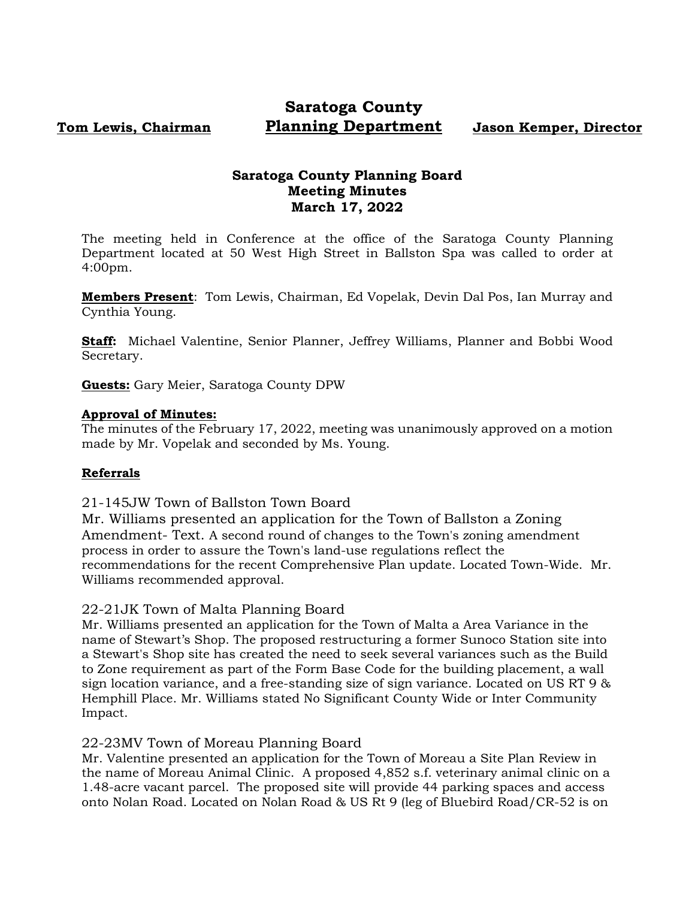**Tom Lewis, Chairman**

# Saratoga County Planning Department

**Jason Kemper, Director**

## Saratoga County Planning Board Meeting Minutes March 17, 2022

The meeting held in Conference at the office of the Saratoga County Planning Department located at 50 West High Street in Ballston Spa was called to order at 4:00pm.

**Members Present**: Tom Lewis, Chairman, Ed Vopelak, Devin Dal Pos, Ian Murray and Cynthia Young.

**Staff:** Michael Valentine, Senior Planner, Jeffrey Williams, Planner and Bobbi Wood Secretary.

**Guests:** Gary Meier, Saratoga County DPW

**Approval of Minutes:**
The minutes of the February 17, 2022, meeting was unanimously approved on a motion made by Mr. Vopelak and seconded by Ms. Young.

**Referrals**

21-145JW Town of Ballston Town Board
Mr. Williams presented an application for the Town of Ballston a Zoning Amendment- Text. A second round of changes to the Town's zoning amendment process in order to assure the Town's land-use regulations reflect the recommendations for the recent Comprehensive Plan update. Located Town-Wide. Mr. Williams recommended approval.

22-21JK Town of Malta Planning Board
Mr. Williams presented an application for the Town of Malta a Area Variance in the name of Stewart's Shop. The proposed restructuring a former Sunoco Station site into a Stewart's Shop site has created the need to seek several variances such as the Build to Zone requirement as part of the Form Base Code for the building placement, a wall sign location variance, and a free-standing size of sign variance. Located on US RT 9 & Hemphill Place. Mr. Williams stated No Significant County Wide or Inter Community Impact.

22-23MV Town of Moreau Planning Board
Mr. Valentine presented an application for the Town of Moreau a Site Plan Review in the name of Moreau Animal Clinic. A proposed 4,852 s.f. veterinary animal clinic on a 1.48-acre vacant parcel. The proposed site will provide 44 parking spaces and access onto Nolan Road. Located on Nolan Road & US Rt 9 (leg of Bluebird Road/CR-52 is on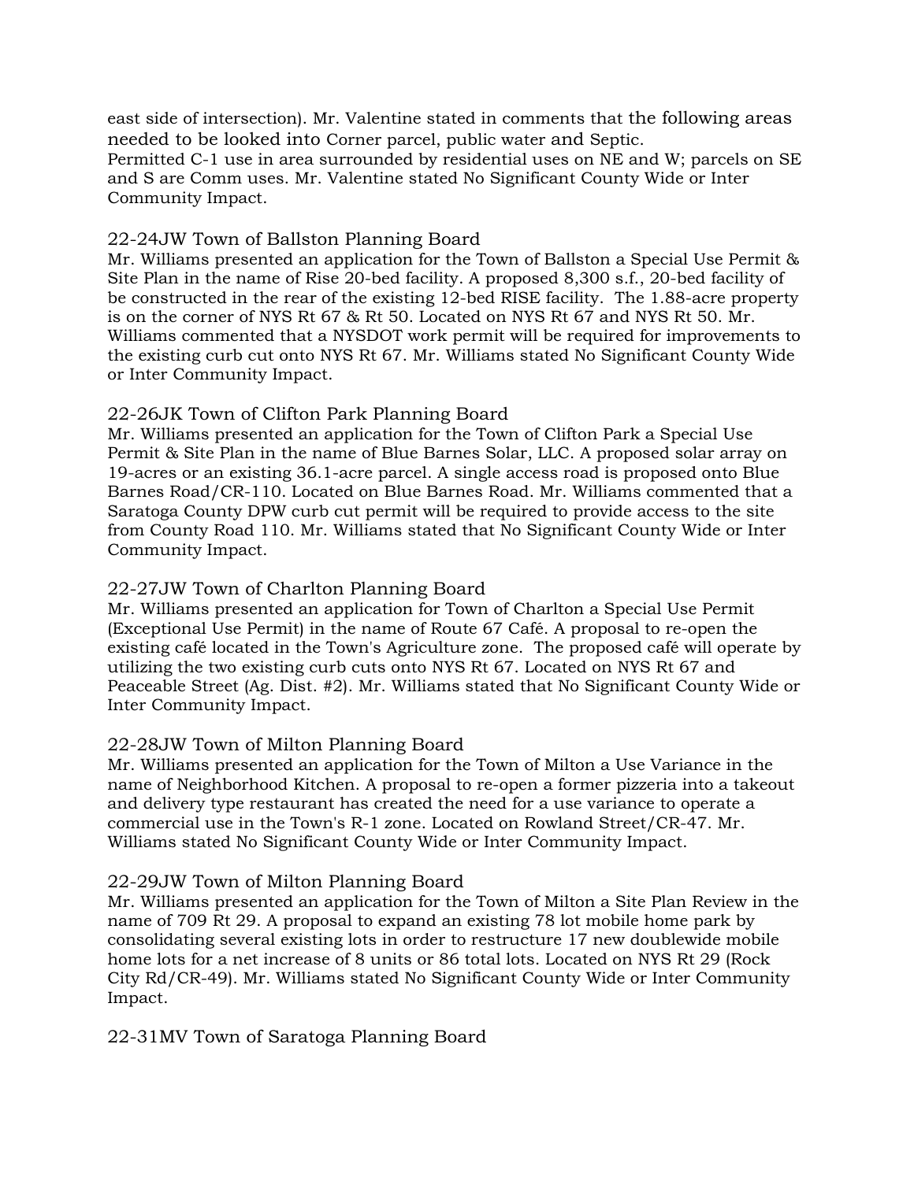east side of intersection). Mr. Valentine stated in comments that the following areas needed to be looked into Corner parcel, public water and Septic.
Permitted C-1 use in area surrounded by residential uses on NE and W; parcels on SE and S are Comm uses. Mr. Valentine stated No Significant County Wide or Inter Community Impact.

22-24JW Town of Ballston Planning Board
Mr. Williams presented an application for the Town of Ballston a Special Use Permit & Site Plan in the name of Rise 20-bed facility. A proposed 8,300 s.f., 20-bed facility of be constructed in the rear of the existing 12-bed RISE facility. The 1.88-acre property is on the corner of NYS Rt 67 & Rt 50. Located on NYS Rt 67 and NYS Rt 50. Mr. Williams commented that a NYSDOT work permit will be required for improvements to the existing curb cut onto NYS Rt 67. Mr. Williams stated No Significant County Wide or Inter Community Impact.

22-26JK Town of Clifton Park Planning Board
Mr. Williams presented an application for the Town of Clifton Park a Special Use Permit & Site Plan in the name of Blue Barnes Solar, LLC. A proposed solar array on 19-acres or an existing 36.1-acre parcel. A single access road is proposed onto Blue Barnes Road/CR-110. Located on Blue Barnes Road. Mr. Williams commented that a Saratoga County DPW curb cut permit will be required to provide access to the site from County Road 110. Mr. Williams stated that No Significant County Wide or Inter Community Impact.

22-27JW Town of Charlton Planning Board
Mr. Williams presented an application for Town of Charlton a Special Use Permit (Exceptional Use Permit) in the name of Route 67 Café. A proposal to re-open the existing café located in the Town's Agriculture zone. The proposed café will operate by utilizing the two existing curb cuts onto NYS Rt 67. Located on NYS Rt 67 and Peaceable Street (Ag. Dist. #2). Mr. Williams stated that No Significant County Wide or Inter Community Impact.

22-28JW Town of Milton Planning Board
Mr. Williams presented an application for the Town of Milton a Use Variance in the name of Neighborhood Kitchen. A proposal to re-open a former pizzeria into a takeout and delivery type restaurant has created the need for a use variance to operate a commercial use in the Town's R-1 zone. Located on Rowland Street/CR-47. Mr. Williams stated No Significant County Wide or Inter Community Impact.

22-29JW Town of Milton Planning Board
Mr. Williams presented an application for the Town of Milton a Site Plan Review in the name of 709 Rt 29. A proposal to expand an existing 78 lot mobile home park by consolidating several existing lots in order to restructure 17 new doublewide mobile home lots for a net increase of 8 units or 86 total lots. Located on NYS Rt 29 (Rock City Rd/CR-49). Mr. Williams stated No Significant County Wide or Inter Community Impact.

22-31MV Town of Saratoga Planning Board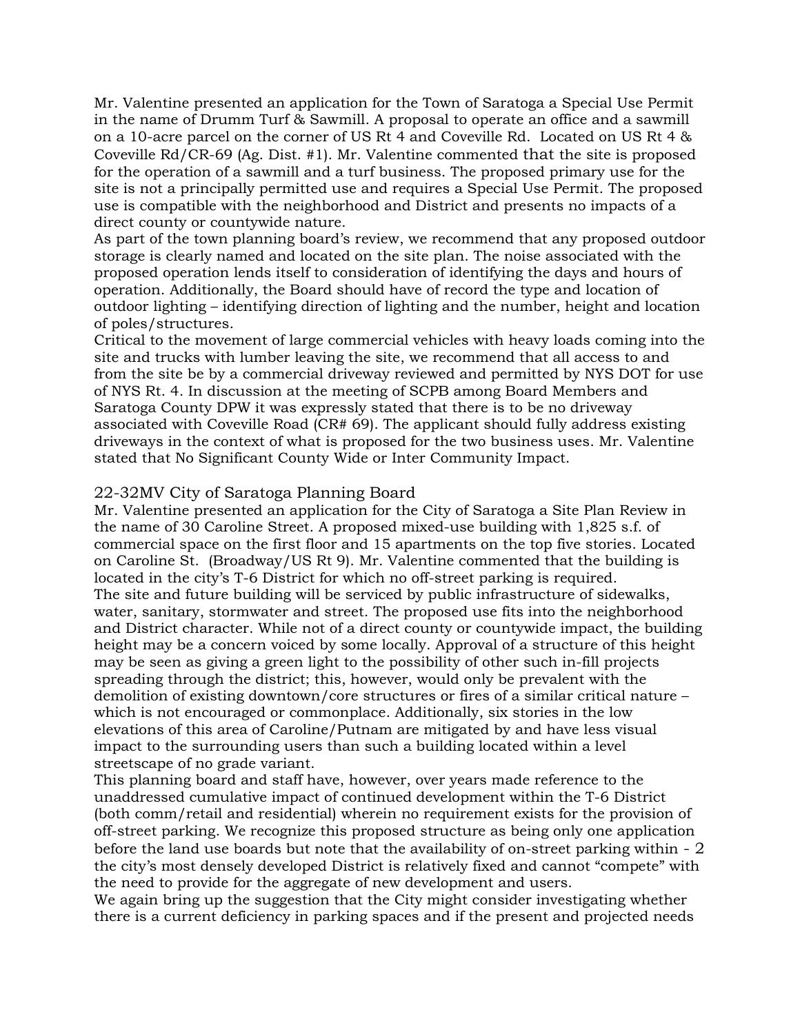Mr. Valentine presented an application for the Town of Saratoga a Special Use Permit in the name of Drumm Turf & Sawmill. A proposal to operate an office and a sawmill on a 10-acre parcel on the corner of US Rt 4 and Coveville Rd. Located on US Rt 4 & Coveville Rd/CR-69 (Ag. Dist. #1). Mr. Valentine commented that the site is proposed for the operation of a sawmill and a turf business. The proposed primary use for the site is not a principally permitted use and requires a Special Use Permit. The proposed use is compatible with the neighborhood and District and presents no impacts of a direct county or countywide nature.

As part of the town planning board's review, we recommend that any proposed outdoor storage is clearly named and located on the site plan. The noise associated with the proposed operation lends itself to consideration of identifying the days and hours of operation. Additionally, the Board should have of record the type and location of outdoor lighting – identifying direction of lighting and the number, height and location of poles/structures.

Critical to the movement of large commercial vehicles with heavy loads coming into the site and trucks with lumber leaving the site, we recommend that all access to and from the site be by a commercial driveway reviewed and permitted by NYS DOT for use of NYS Rt. 4. In discussion at the meeting of SCPB among Board Members and Saratoga County DPW it was expressly stated that there is to be no driveway associated with Coveville Road (CR# 69). The applicant should fully address existing driveways in the context of what is proposed for the two business uses. Mr. Valentine stated that No Significant County Wide or Inter Community Impact.

## 22-32MV City of Saratoga Planning Board

Mr. Valentine presented an application for the City of Saratoga a Site Plan Review in the name of 30 Caroline Street. A proposed mixed-use building with 1,825 s.f. of commercial space on the first floor and 15 apartments on the top five stories. Located on Caroline St. (Broadway/US Rt 9). Mr. Valentine commented that the building is located in the city's T-6 District for which no off-street parking is required.

The site and future building will be serviced by public infrastructure of sidewalks, water, sanitary, stormwater and street. The proposed use fits into the neighborhood and District character. While not of a direct county or countywide impact, the building height may be a concern voiced by some locally. Approval of a structure of this height may be seen as giving a green light to the possibility of other such in-fill projects spreading through the district; this, however, would only be prevalent with the demolition of existing downtown/core structures or fires of a similar critical nature – which is not encouraged or commonplace. Additionally, six stories in the low elevations of this area of Caroline/Putnam are mitigated by and have less visual impact to the surrounding users than such a building located within a level streetscape of no grade variant.

This planning board and staff have, however, over years made reference to the unaddressed cumulative impact of continued development within the T-6 District (both comm/retail and residential) wherein no requirement exists for the provision of off-street parking. We recognize this proposed structure as being only one application before the land use boards but note that the availability of on-street parking within the city's most densely developed District is relatively fixed and cannot "compete" with the need to provide for the aggregate of new development and users.

We again bring up the suggestion that the City might consider investigating whether there is a current deficiency in parking spaces and if the present and projected needs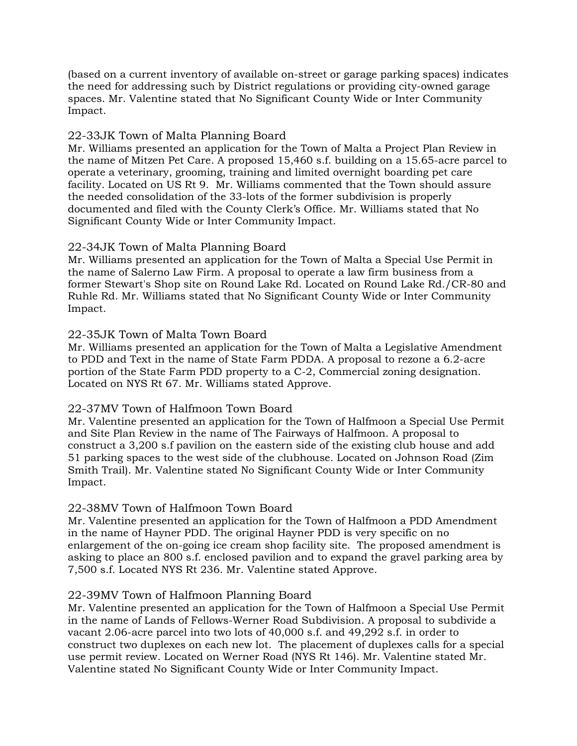(based on a current inventory of available on-street or garage parking spaces) indicates the need for addressing such by District regulations or providing city-owned garage spaces. Mr. Valentine stated that No Significant County Wide or Inter Community Impact.

22-33JK Town of Malta Planning Board
Mr. Williams presented an application for the Town of Malta a Project Plan Review in the name of Mitzen Pet Care. A proposed 15,460 s.f. building on a 15.65-acre parcel to operate a veterinary, grooming, training and limited overnight boarding pet care facility. Located on US Rt 9. Mr. Williams commented that the Town should assure the needed consolidation of the 33-lots of the former subdivision is properly documented and filed with the County Clerk's Office. Mr. Williams stated that No Significant County Wide or Inter Community Impact.

22-34JK Town of Malta Planning Board
Mr. Williams presented an application for the Town of Malta a Special Use Permit in the name of Salerno Law Firm. A proposal to operate a law firm business from a former Stewart's Shop site on Round Lake Rd. Located on Round Lake Rd./CR-80 and Ruhle Rd. Mr. Williams stated that No Significant County Wide or Inter Community Impact.

22-35JK Town of Malta Town Board
Mr. Williams presented an application for the Town of Malta a Legislative Amendment to PDD and Text in the name of State Farm PDDA. A proposal to rezone a 6.2-acre portion of the State Farm PDD property to a C-2, Commercial zoning designation. Located on NYS Rt 67. Mr. Williams stated Approve.

22-37MV Town of Halfmoon Town Board
Mr. Valentine presented an application for the Town of Halfmoon a Special Use Permit and Site Plan Review in the name of The Fairways of Halfmoon. A proposal to construct a 3,200 s.f pavilion on the eastern side of the existing club house and add 51 parking spaces to the west side of the clubhouse. Located on Johnson Road (Zim Smith Trail). Mr. Valentine stated No Significant County Wide or Inter Community Impact.

22-38MV Town of Halfmoon Town Board
Mr. Valentine presented an application for the Town of Halfmoon a PDD Amendment in the name of Hayner PDD. The original Hayner PDD is very specific on no enlargement of the on-going ice cream shop facility site. The proposed amendment is asking to place an 800 s.f. enclosed pavilion and to expand the gravel parking area by 7,500 s.f. Located NYS Rt 236. Mr. Valentine stated Approve.

22-39MV Town of Halfmoon Planning Board
Mr. Valentine presented an application for the Town of Halfmoon a Special Use Permit in the name of Lands of Fellows-Werner Road Subdivision. A proposal to subdivide a vacant 2.06-acre parcel into two lots of 40,000 s.f. and 49,292 s.f. in order to construct two duplexes on each new lot. The placement of duplexes calls for a special use permit review. Located on Werner Road (NYS Rt 146). Mr. Valentine stated Mr. Valentine stated No Significant County Wide or Inter Community Impact.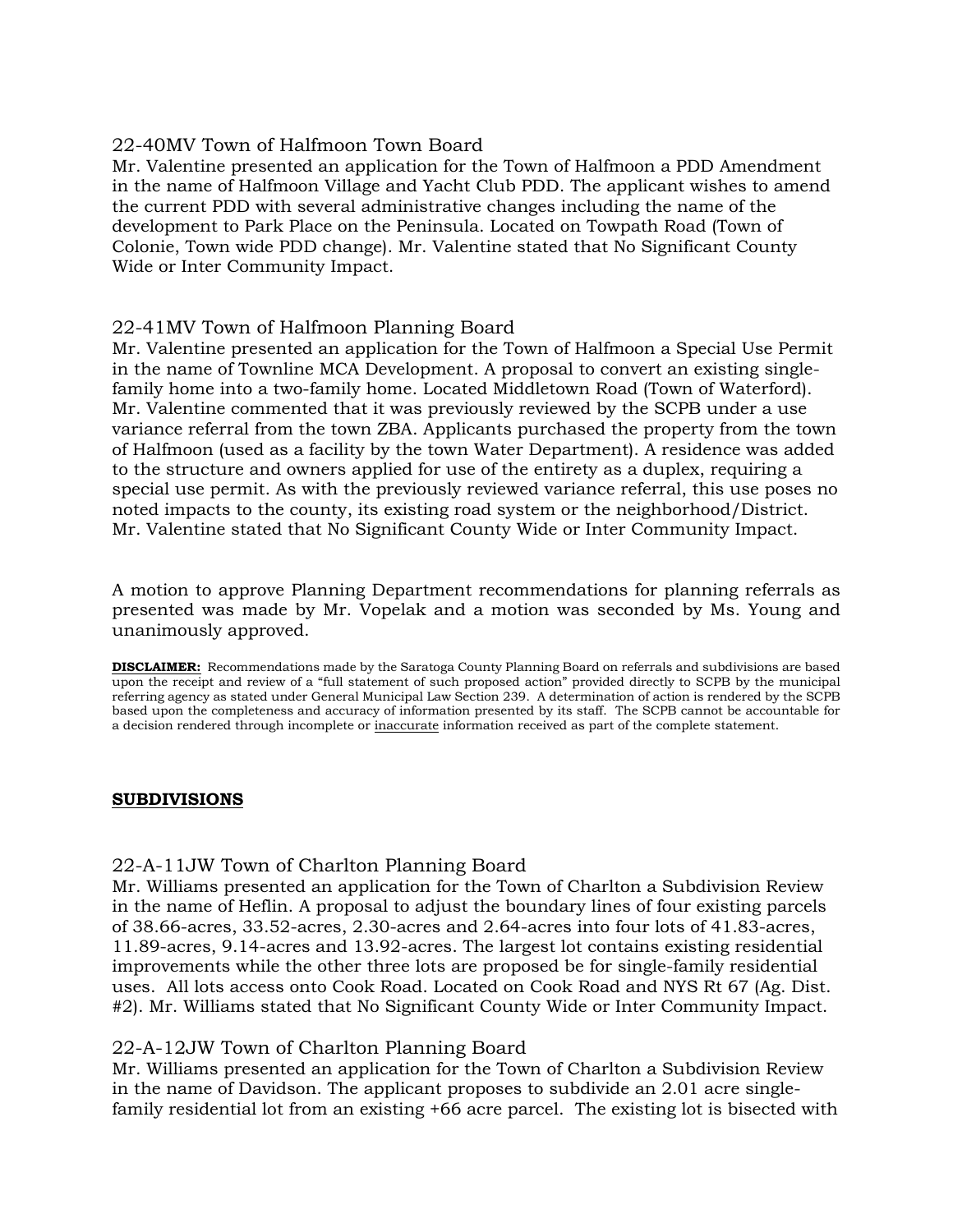22-40MV Town of Halfmoon Town Board
Mr. Valentine presented an application for the Town of Halfmoon a PDD Amendment in the name of Halfmoon Village and Yacht Club PDD. The applicant wishes to amend the current PDD with several administrative changes including the name of the development to Park Place on the Peninsula. Located on Towpath Road (Town of Colonie, Town wide PDD change). Mr. Valentine stated that No Significant County Wide or Inter Community Impact.

22-41MV Town of Halfmoon Planning Board
Mr. Valentine presented an application for the Town of Halfmoon a Special Use Permit in the name of Townline MCA Development. A proposal to convert an existing single-family home into a two-family home. Located Middletown Road (Town of Waterford). Mr. Valentine commented that it was previously reviewed by the SCPB under a use variance referral from the town ZBA. Applicants purchased the property from the town of Halfmoon (used as a facility by the town Water Department). A residence was added to the structure and owners applied for use of the entirety as a duplex, requiring a special use permit. As with the previously reviewed variance referral, this use poses no noted impacts to the county, its existing road system or the neighborhood/District. Mr. Valentine stated that No Significant County Wide or Inter Community Impact.

A motion to approve Planning Department recommendations for planning referrals as presented was made by Mr. Vopelak and a motion was seconded by Ms. Young and unanimously approved.

**DISCLAIMER:** Recommendations made by the Saratoga County Planning Board on referrals and subdivisions are based upon the receipt and review of a "full statement of such proposed action" provided directly to SCPB by the municipal referring agency as stated under General Municipal Law Section 239. A determination of action is rendered by the SCPB based upon the completeness and accuracy of information presented by its staff. The SCPB cannot be accountable for a decision rendered through incomplete or inaccurate information received as part of the complete statement.

**SUBDIVISIONS**

22-A-11JW Town of Charlton Planning Board
Mr. Williams presented an application for the Town of Charlton a Subdivision Review in the name of Heflin. A proposal to adjust the boundary lines of four existing parcels of 38.66-acres, 33.52-acres, 2.30-acres and 2.64-acres into four lots of 41.83-acres, 11.89-acres, 9.14-acres and 13.92-acres. The largest lot contains existing residential improvements while the other three lots are proposed be for single-family residential uses. All lots access onto Cook Road. Located on Cook Road and NYS Rt 67 (Ag. Dist. #2). Mr. Williams stated that No Significant County Wide or Inter Community Impact.

22-A-12JW Town of Charlton Planning Board
Mr. Williams presented an application for the Town of Charlton a Subdivision Review in the name of Davidson. The applicant proposes to subdivide an 2.01 acre single-family residential lot from an existing +66 acre parcel. The existing lot is bisected with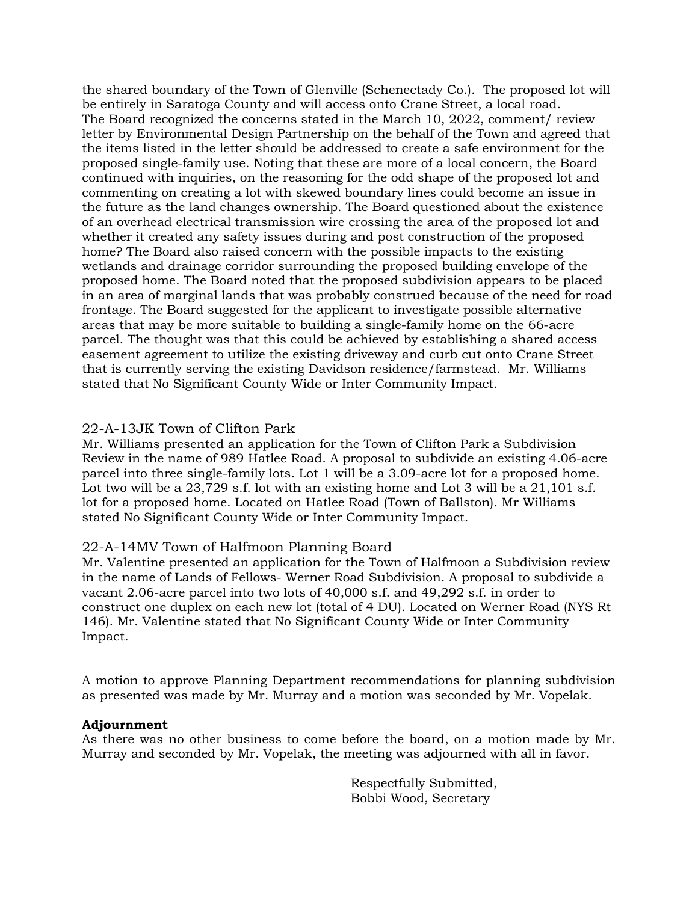the shared boundary of the Town of Glenville (Schenectady Co.). The proposed lot will be entirely in Saratoga County and will access onto Crane Street, a local road. The Board recognized the concerns stated in the March 10, 2022, comment/ review letter by Environmental Design Partnership on the behalf of the Town and agreed that the items listed in the letter should be addressed to create a safe environment for the proposed single-family use. Noting that these are more of a local concern, the Board continued with inquiries, on the reasoning for the odd shape of the proposed lot and commenting on creating a lot with skewed boundary lines could become an issue in the future as the land changes ownership. The Board questioned about the existence of an overhead electrical transmission wire crossing the area of the proposed lot and whether it created any safety issues during and post construction of the proposed home? The Board also raised concern with the possible impacts to the existing wetlands and drainage corridor surrounding the proposed building envelope of the proposed home. The Board noted that the proposed subdivision appears to be placed in an area of marginal lands that was probably construed because of the need for road frontage. The Board suggested for the applicant to investigate possible alternative areas that may be more suitable to building a single-family home on the 66-acre parcel. The thought was that this could be achieved by establishing a shared access easement agreement to utilize the existing driveway and curb cut onto Crane Street that is currently serving the existing Davidson residence/farmstead. Mr. Williams stated that No Significant County Wide or Inter Community Impact.

### 22-A-13JK Town of Clifton Park

Mr. Williams presented an application for the Town of Clifton Park a Subdivision Review in the name of 989 Hatlee Road. A proposal to subdivide an existing 4.06-acre parcel into three single-family lots. Lot 1 will be a 3.09-acre lot for a proposed home. Lot two will be a 23,729 s.f. lot with an existing home and Lot 3 will be a 21,101 s.f. lot for a proposed home. Located on Hatlee Road (Town of Ballston). Mr Williams stated No Significant County Wide or Inter Community Impact.

### 22-A-14MV Town of Halfmoon Planning Board

Mr. Valentine presented an application for the Town of Halfmoon a Subdivision review in the name of Lands of Fellows- Werner Road Subdivision. A proposal to subdivide a vacant 2.06-acre parcel into two lots of 40,000 s.f. and 49,292 s.f. in order to construct one duplex on each new lot (total of 4 DU). Located on Werner Road (NYS Rt 146). Mr. Valentine stated that No Significant County Wide or Inter Community Impact.

A motion to approve Planning Department recommendations for planning subdivision as presented was made by Mr. Murray and a motion was seconded by Mr. Vopelak.

**Adjournment**

As there was no other business to come before the board, on a motion made by Mr. Murray and seconded by Mr. Vopelak, the meeting was adjourned with all in favor.

Respectfully Submitted,
Bobbi Wood, Secretary